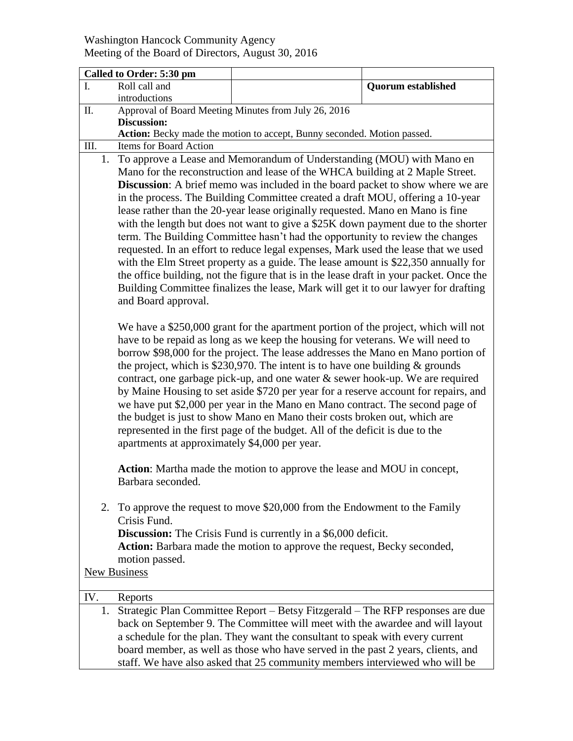Washington Hancock Community Agency
Meeting of the Board of Directors, August 30, 2016

| **Called to Order: 5:30 pm** | | |
|---|---|---|
| I. Roll call and introductions | | **Quorum established** |

II. Approval of Board Meeting Minutes from July 26, 2016

**Discussion:**

**Action:** Becky made the motion to accept, Bunny seconded. Motion passed.

III. Items for Board Action

1. To approve a Lease and Memorandum of Understanding (MOU) with Mano en Mano for the reconstruction and lease of the WHCA building at 2 Maple Street.
   **Discussion**: A brief memo was included in the board packet to show where we are in the process. The Building Committee created a draft MOU, offering a 10-year lease rather than the 20-year lease originally requested. Mano en Mano is fine with the length but does not want to give a $25K down payment due to the shorter term. The Building Committee hasn't had the opportunity to review the changes requested. In an effort to reduce legal expenses, Mark used the lease that we used with the Elm Street property as a guide. The lease amount is $22,350 annually for the office building, not the figure that is in the lease draft in your packet. Once the Building Committee finalizes the lease, Mark will get it to our lawyer for drafting and Board approval.

   We have a $250,000 grant for the apartment portion of the project, which will not have to be repaid as long as we keep the housing for veterans. We will need to borrow $98,000 for the project. The lease addresses the Mano en Mano portion of the project, which is $230,970. The intent is to have one building & grounds contract, one garbage pick-up, and one water & sewer hook-up. We are required by Maine Housing to set aside $720 per year for a reserve account for repairs, and we have put $2,000 per year in the Mano en Mano contract. The second page of the budget is just to show Mano en Mano their costs broken out, which are represented in the first page of the budget. All of the deficit is due to the apartments at approximately $4,000 per year.

   **Action**: Martha made the motion to approve the lease and MOU in concept, Barbara seconded.

2. To approve the request to move $20,000 from the Endowment to the Family Crisis Fund.
   **Discussion:** The Crisis Fund is currently in a $6,000 deficit.
   **Action:** Barbara made the motion to approve the request, Becky seconded, motion passed.

<u>New Business</u>

IV. Reports

1. Strategic Plan Committee Report – Betsy Fitzgerald – The RFP responses are due back on September 9. The Committee will meet with the awardee and will layout a schedule for the plan. They want the consultant to speak with every current board member, as well as those who have served in the past 2 years, clients, and staff. We have also asked that 25 community members interviewed who will be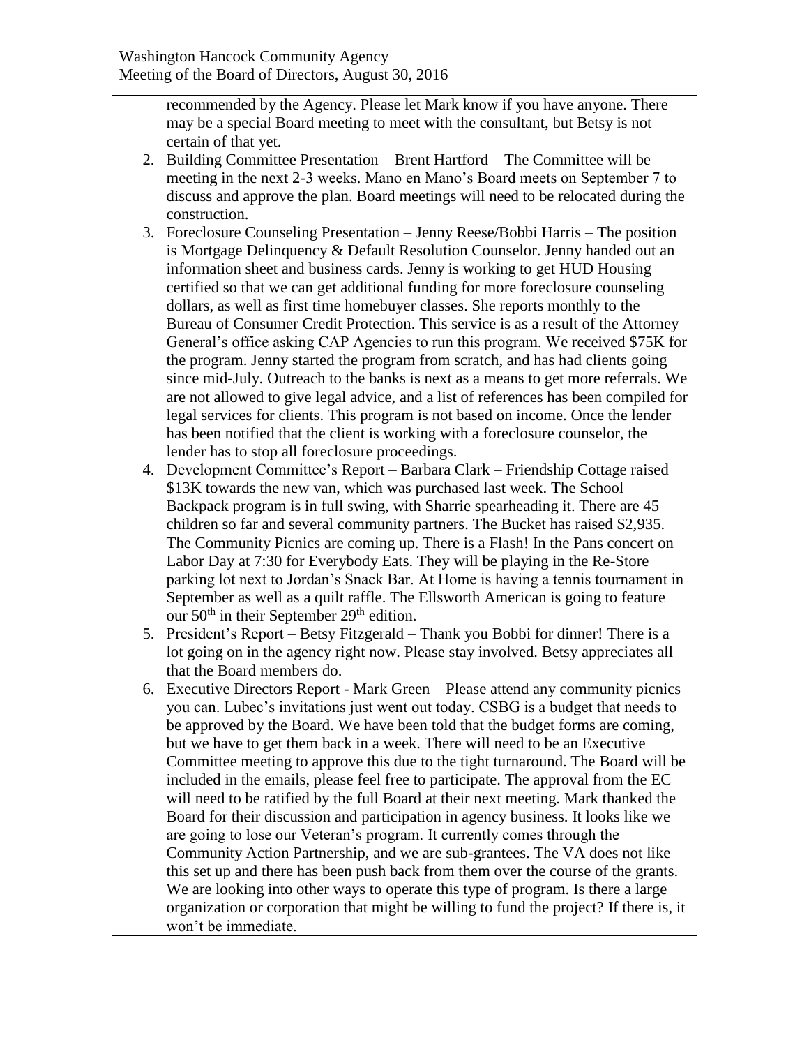recommended by the Agency. Please let Mark know if you have anyone. There may be a special Board meeting to meet with the consultant, but Betsy is not certain of that yet.

2. Building Committee Presentation – Brent Hartford – The Committee will be meeting in the next 2-3 weeks. Mano en Mano's Board meets on September 7 to discuss and approve the plan. Board meetings will need to be relocated during the construction.
3. Foreclosure Counseling Presentation – Jenny Reese/Bobbi Harris – The position is Mortgage Delinquency & Default Resolution Counselor. Jenny handed out an information sheet and business cards. Jenny is working to get HUD Housing certified so that we can get additional funding for more foreclosure counseling dollars, as well as first time homebuyer classes. She reports monthly to the Bureau of Consumer Credit Protection. This service is as a result of the Attorney General's office asking CAP Agencies to run this program. We received $75K for the program. Jenny started the program from scratch, and has had clients going since mid-July. Outreach to the banks is next as a means to get more referrals. We are not allowed to give legal advice, and a list of references has been compiled for legal services for clients. This program is not based on income. Once the lender has been notified that the client is working with a foreclosure counselor, the lender has to stop all foreclosure proceedings.
4. Development Committee's Report – Barbara Clark – Friendship Cottage raised $13K towards the new van, which was purchased last week. The School Backpack program is in full swing, with Sharrie spearheading it. There are 45 children so far and several community partners. The Bucket has raised $2,935. The Community Picnics are coming up. There is a Flash! In the Pans concert on Labor Day at 7:30 for Everybody Eats. They will be playing in the Re-Store parking lot next to Jordan's Snack Bar. At Home is having a tennis tournament in September as well as a quilt raffle. The Ellsworth American is going to feature our 50th in their September 29th edition.
5. President's Report – Betsy Fitzgerald – Thank you Bobbi for dinner! There is a lot going on in the agency right now. Please stay involved. Betsy appreciates all that the Board members do.
6. Executive Directors Report - Mark Green – Please attend any community picnics you can. Lubec's invitations just went out today. CSBG is a budget that needs to be approved by the Board. We have been told that the budget forms are coming, but we have to get them back in a week. There will need to be an Executive Committee meeting to approve this due to the tight turnaround. The Board will be included in the emails, please feel free to participate. The approval from the EC will need to be ratified by the full Board at their next meeting. Mark thanked the Board for their discussion and participation in agency business. It looks like we are going to lose our Veteran's program. It currently comes through the Community Action Partnership, and we are sub-grantees. The VA does not like this set up and there has been push back from them over the course of the grants. We are looking into other ways to operate this type of program. Is there a large organization or corporation that might be willing to fund the project? If there is, it won't be immediate.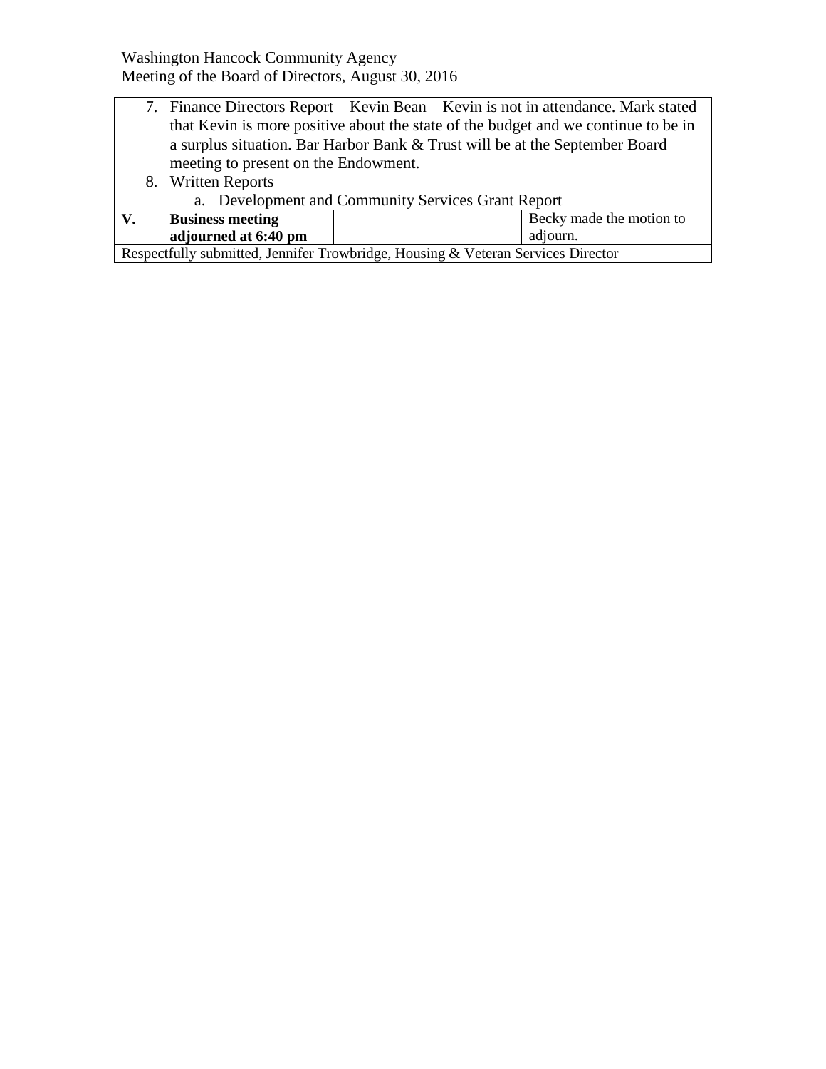Washington Hancock Community Agency
Meeting of the Board of Directors, August 30, 2016

7. Finance Directors Report – Kevin Bean – Kevin is not in attendance. Mark stated that Kevin is more positive about the state of the budget and we continue to be in a surplus situation. Bar Harbor Bank & Trust will be at the September Board meeting to present on the Endowment.
8. Written Reports
    a. Development and Community Services Grant Report

| | | | |
|---|---|---|---|
| **V.** | **Business meeting adjourned at 6:40 pm** | | Becky made the motion to adjourn. |

Respectfully submitted, Jennifer Trowbridge, Housing & Veteran Services Director